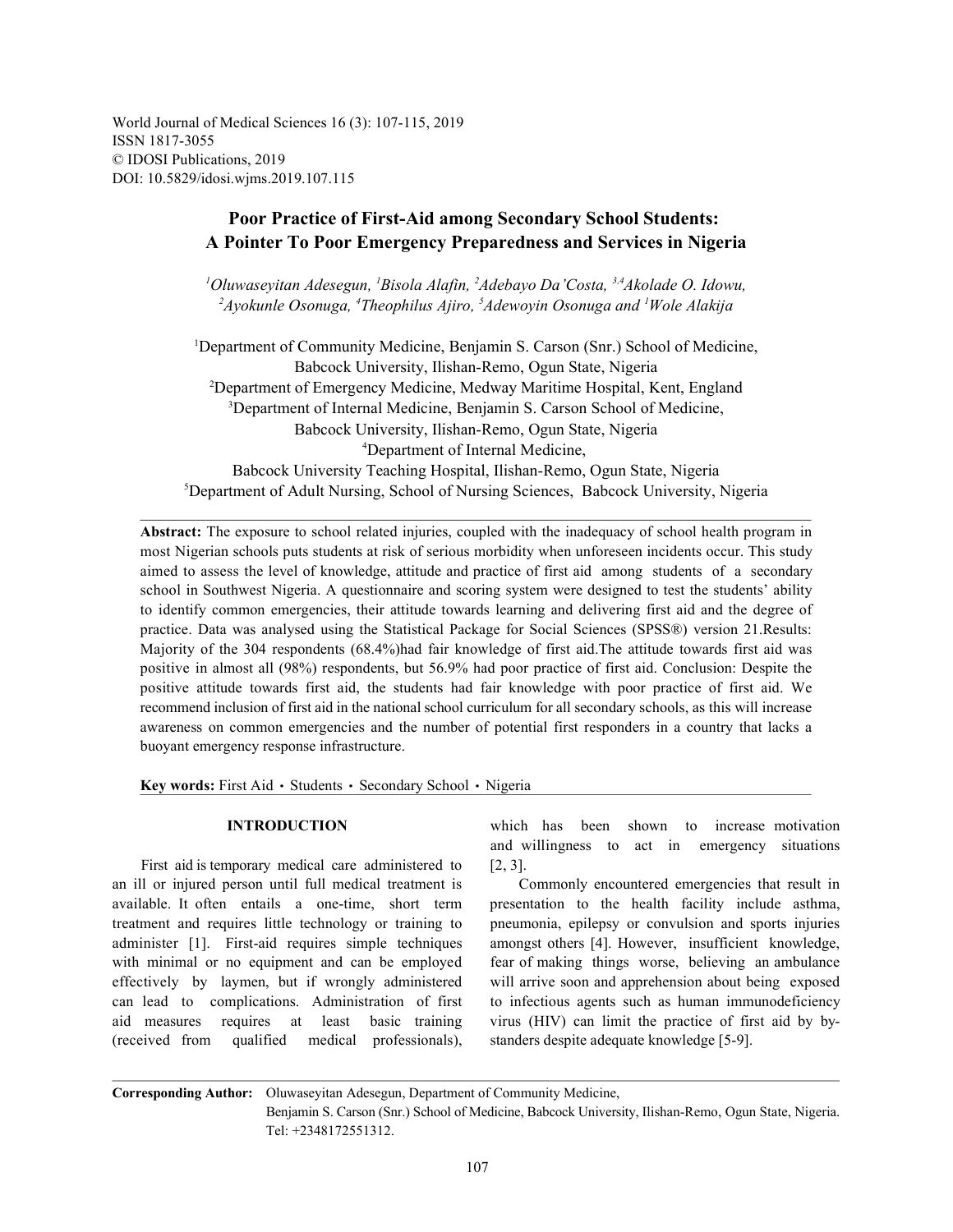World Journal of Medical Sciences 16 (3): 107-115, 2019
ISSN 1817-3055
© IDOSI Publications, 2019
DOI: 10.5829/idosi.wjms.2019.107.115

# Poor Practice of First-Aid among Secondary School Students: A Pointer To Poor Emergency Preparedness and Services in Nigeria

*[1]Oluwaseyitan Adesegun, [1]Bisola Alafin, [2]Adebayo Da'Costa, [3,4]Akolade O. Idowu, [2]Ayokunle Osonuga, [4]Theophilus Ajiro, [5]Adewoyin Osonuga and [1]Wole Alakija*

[1]Department of Community Medicine, Benjamin S. Carson (Snr.) School of Medicine, Babcock University, Ilishan-Remo, Ogun State, Nigeria
[2]Department of Emergency Medicine, Medway Maritime Hospital, Kent, England
[3]Department of Internal Medicine, Benjamin S. Carson School of Medicine, Babcock University, Ilishan-Remo, Ogun State, Nigeria
[4]Department of Internal Medicine, Babcock University Teaching Hospital, Ilishan-Remo, Ogun State, Nigeria
[5]Department of Adult Nursing, School of Nursing Sciences, Babcock University, Nigeria

**Abstract:** The exposure to school related injuries, coupled with the inadequacy of school health program in most Nigerian schools puts students at risk of serious morbidity when unforeseen incidents occur. This study aimed to assess the level of knowledge, attitude and practice of first aid among students of a secondary school in Southwest Nigeria. A questionnaire and scoring system were designed to test the students' ability to identify common emergencies, their attitude towards learning and delivering first aid and the degree of practice. Data was analysed using the Statistical Package for Social Sciences (SPSS®) version 21.Results: Majority of the 304 respondents (68.4%)had fair knowledge of first aid.The attitude towards first aid was positive in almost all (98%) respondents, but 56.9% had poor practice of first aid. Conclusion: Despite the positive attitude towards first aid, the students had fair knowledge with poor practice of first aid. We recommend inclusion of first aid in the national school curriculum for all secondary schools, as this will increase awareness on common emergencies and the number of potential first responders in a country that lacks a buoyant emergency response infrastructure.

**Key words:** First Aid • Students • Secondary School • Nigeria

## INTRODUCTION

First aid is temporary medical care administered to an ill or injured person until full medical treatment is available. It often entails a one-time, short term treatment and requires little technology or training to administer [1]. First-aid requires simple techniques with minimal or no equipment and can be employed effectively by laymen, but if wrongly administered can lead to complications. Administration of first aid measures requires at least basic training (received from qualified medical professionals), which has been shown to increase motivation and willingness to act in emergency situations [2, 3].

Commonly encountered emergencies that result in presentation to the health facility include asthma, pneumonia, epilepsy or convulsion and sports injuries amongst others [4]. However, insufficient knowledge, fear of making things worse, believing an ambulance will arrive soon and apprehension about being exposed to infectious agents such as human immunodeficiency virus (HIV) can limit the practice of first aid by by-standers despite adequate knowledge [5-9].

**Corresponding Author:** Oluwaseyitan Adesegun, Department of Community Medicine, Benjamin S. Carson (Snr.) School of Medicine, Babcock University, Ilishan-Remo, Ogun State, Nigeria. Tel: +2348172551312.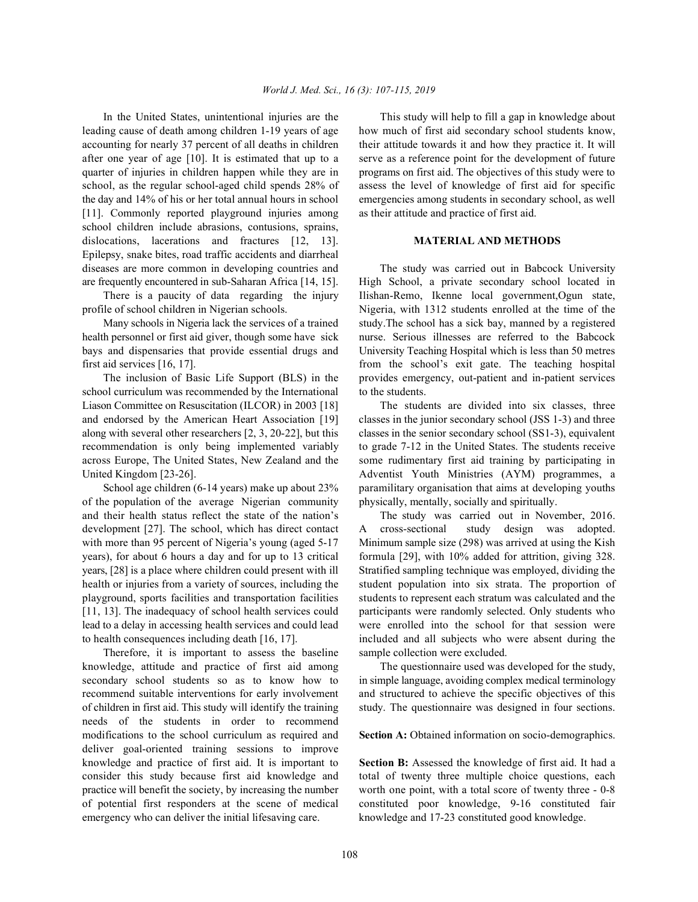In the United States, unintentional injuries are the leading cause of death among children 1-19 years of age accounting for nearly 37 percent of all deaths in children after one year of age [10]. It is estimated that up to a quarter of injuries in children happen while they are in school, as the regular school-aged child spends 28% of the day and 14% of his or her total annual hours in school [11]. Commonly reported playground injuries among school children include abrasions, contusions, sprains, dislocations, lacerations and fractures [12, 13]. Epilepsy, snake bites, road traffic accidents and diarrheal diseases are more common in developing countries and are frequently encountered in sub-Saharan Africa [14, 15].

There is a paucity of data regarding the injury profile of school children in Nigerian schools.

Many schools in Nigeria lack the services of a trained health personnel or first aid giver, though some have sick bays and dispensaries that provide essential drugs and first aid services [16, 17].

The inclusion of Basic Life Support (BLS) in the school curriculum was recommended by the International Liason Committee on Resuscitation (ILCOR) in 2003 [18] and endorsed by the American Heart Association [19] along with several other researchers [2, 3, 20-22], but this recommendation is only being implemented variably across Europe, The United States, New Zealand and the United Kingdom [23-26].

School age children (6-14 years) make up about 23% of the population of the average Nigerian community and their health status reflect the state of the nation's development [27]. The school, which has direct contact with more than 95 percent of Nigeria's young (aged 5-17 years), for about 6 hours a day and for up to 13 critical years, [28] is a place where children could present with ill health or injuries from a variety of sources, including the playground, sports facilities and transportation facilities [11, 13]. The inadequacy of school health services could lead to a delay in accessing health services and could lead to health consequences including death [16, 17].

Therefore, it is important to assess the baseline knowledge, attitude and practice of first aid among secondary school students so as to know how to recommend suitable interventions for early involvement of children in first aid. This study will identify the training needs of the students in order to recommend modifications to the school curriculum as required and deliver goal-oriented training sessions to improve knowledge and practice of first aid. It is important to consider this study because first aid knowledge and practice will benefit the society, by increasing the number of potential first responders at the scene of medical emergency who can deliver the initial lifesaving care.

This study will help to fill a gap in knowledge about how much of first aid secondary school students know, their attitude towards it and how they practice it. It will serve as a reference point for the development of future programs on first aid. The objectives of this study were to assess the level of knowledge of first aid for specific emergencies among students in secondary school, as well as their attitude and practice of first aid.

## MATERIAL AND METHODS

The study was carried out in Babcock University High School, a private secondary school located in Ilishan-Remo, Ikenne local government,Ogun state, Nigeria, with 1312 students enrolled at the time of the study.The school has a sick bay, manned by a registered nurse. Serious illnesses are referred to the Babcock University Teaching Hospital which is less than 50 metres from the school's exit gate. The teaching hospital provides emergency, out-patient and in-patient services to the students.

The students are divided into six classes, three classes in the junior secondary school (JSS 1-3) and three classes in the senior secondary school (SS1-3), equivalent to grade 7-12 in the United States. The students receive some rudimentary first aid training by participating in Adventist Youth Ministries (AYM) programmes, a paramilitary organisation that aims at developing youths physically, mentally, socially and spiritually.

The study was carried out in November, 2016. A cross-sectional study design was adopted. Minimum sample size (298) was arrived at using the Kish formula [29], with 10% added for attrition, giving 328. Stratified sampling technique was employed, dividing the student population into six strata. The proportion of students to represent each stratum was calculated and the participants were randomly selected. Only students who were enrolled into the school for that session were included and all subjects who were absent during the sample collection were excluded.

The questionnaire used was developed for the study, in simple language, avoiding complex medical terminology and structured to achieve the specific objectives of this study. The questionnaire was designed in four sections.

**Section A:** Obtained information on socio-demographics.

**Section B:** Assessed the knowledge of first aid. It had a total of twenty three multiple choice questions, each worth one point, with a total score of twenty three - 0-8 constituted poor knowledge, 9-16 constituted fair knowledge and 17-23 constituted good knowledge.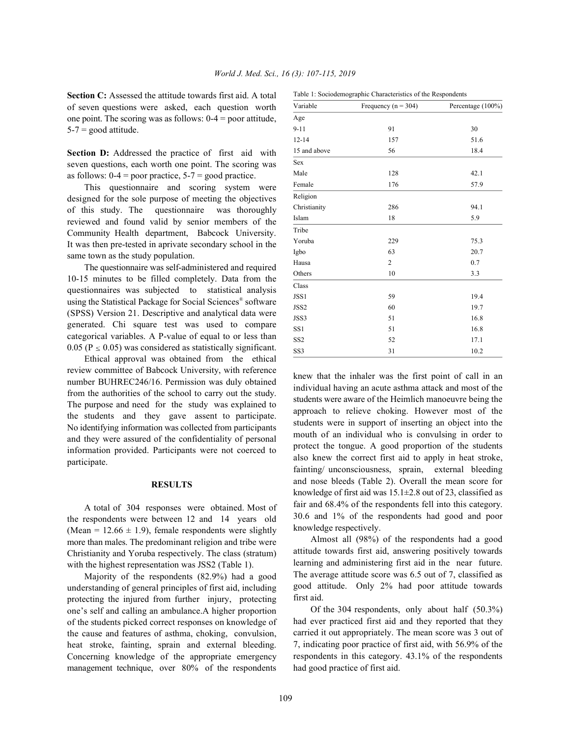**Section C:** Assessed the attitude towards first aid. A total of seven questions were asked, each question worth one point. The scoring was as follows: 0-4 = poor attitude, 5-7 = good attitude.

**Section D:** Addressed the practice of first aid with seven questions, each worth one point. The scoring was as follows: 0-4 = poor practice, 5-7 = good practice.

This questionnaire and scoring system were designed for the sole purpose of meeting the objectives of this study. The questionnaire was thoroughly reviewed and found valid by senior members of the Community Health department, Babcock University. It was then pre-tested in aprivate secondary school in the same town as the study population.

The questionnaire was self-administered and required 10-15 minutes to be filled completely. Data from the questionnaires was subjected to statistical analysis using the Statistical Package for Social Sciences® software (SPSS) Version 21. Descriptive and analytical data were generated. Chi square test was used to compare categorical variables. A P-value of equal to or less than 0.05 ($P \leq 0.05$) was considered as statistically significant.

Ethical approval was obtained from the ethical review committee of Babcock University, with reference number BUHREC246/16. Permission was duly obtained from the authorities of the school to carry out the study. The purpose and need for the study was explained to the students and they gave assent to participate. No identifying information was collected from participants and they were assured of the confidentiality of personal information provided. Participants were not coerced to participate.

## RESULTS

A total of 304 responses were obtained. Most of the respondents were between 12 and 14 years old (Mean = 12.66 ± 1.9), female respondents were slightly more than males. The predominant religion and tribe were Christianity and Yoruba respectively. The class (stratum) with the highest representation was JSS2 (Table 1).

Table 1: Sociodemographic Characteristics of the Respondents

| Variable | Frequency (n = 304) | Percentage (100%) |
|---|---|---|
| Age | | |
| 9-11 | 91 | 30 |
| 12-14 | 157 | 51.6 |
| 15 and above | 56 | 18.4 |
| Sex | | |
| Male | 128 | 42.1 |
| Female | 176 | 57.9 |
| Religion | | |
| Christianity | 286 | 94.1 |
| Islam | 18 | 5.9 |
| Tribe | | |
| Yoruba | 229 | 75.3 |
| Igbo | 63 | 20.7 |
| Hausa | 2 | 0.7 |
| Others | 10 | 3.3 |
| Class | | |
| JSS1 | 59 | 19.4 |
| JSS2 | 60 | 19.7 |
| JSS3 | 51 | 16.8 |
| SS1 | 51 | 16.8 |
| SS2 | 52 | 17.1 |
| SS3 | 31 | 10.2 |

Majority of the respondents (82.9%) had a good understanding of general principles of first aid, including protecting the injured from further injury, protecting one's self and calling an ambulance.A higher proportion of the students picked correct responses on knowledge of the cause and features of asthma, choking, convulsion, heat stroke, fainting, sprain and external bleeding. Concerning knowledge of the appropriate emergency management technique, over 80% of the respondents knew that the inhaler was the first point of call in an individual having an acute asthma attack and most of the students were aware of the Heimlich manoeuvre being the approach to relieve choking. However most of the students were in support of inserting an object into the mouth of an individual who is convulsing in order to protect the tongue. A good proportion of the students also knew the correct first aid to apply in heat stroke, fainting/ unconsciousness, sprain, external bleeding and nose bleeds (Table 2). Overall the mean score for knowledge of first aid was 15.1±2.8 out of 23, classified as fair and 68.4% of the respondents fell into this category. 30.6 and 1% of the respondents had good and poor knowledge respectively.

Almost all (98%) of the respondents had a good attitude towards first aid, answering positively towards learning and administering first aid in the near future. The average attitude score was 6.5 out of 7, classified as good attitude. Only 2% had poor attitude towards first aid.

Of the 304 respondents, only about half (50.3%) had ever practiced first aid and they reported that they carried it out appropriately. The mean score was 3 out of 7, indicating poor practice of first aid, with 56.9% of the respondents in this category. 43.1% of the respondents had good practice of first aid.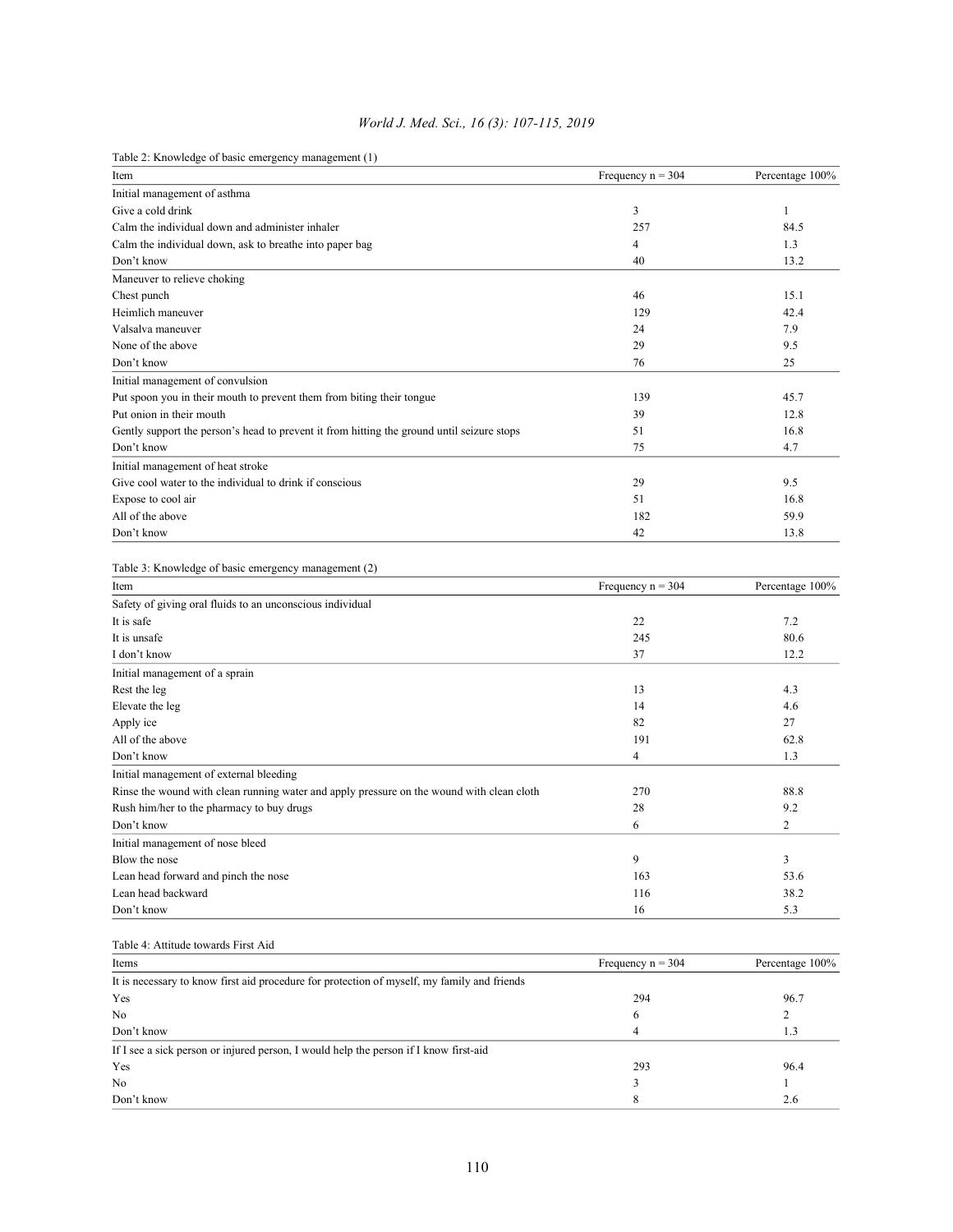Table 2: Knowledge of basic emergency management (1)

| Item | Frequency n = 304 | Percentage 100% |
|---|---|---|
| Initial management of asthma | | |
| Give a cold drink | 3 | 1 |
| Calm the individual down and administer inhaler | 257 | 84.5 |
| Calm the individual down, ask to breathe into paper bag | 4 | 1.3 |
| Don't know | 40 | 13.2 |
| Maneuver to relieve choking | | |
| Chest punch | 46 | 15.1 |
| Heimlich maneuver | 129 | 42.4 |
| Valsalva maneuver | 24 | 7.9 |
| None of the above | 29 | 9.5 |
| Don't know | 76 | 25 |
| Initial management of convulsion | | |
| Put spoon you in their mouth to prevent them from biting their tongue | 139 | 45.7 |
| Put onion in their mouth | 39 | 12.8 |
| Gently support the person's head to prevent it from hitting the ground until seizure stops | 51 | 16.8 |
| Don't know | 75 | 4.7 |
| Initial management of heat stroke | | |
| Give cool water to the individual to drink if conscious | 29 | 9.5 |
| Expose to cool air | 51 | 16.8 |
| All of the above | 182 | 59.9 |
| Don't know | 42 | 13.8 |

Table 3: Knowledge of basic emergency management (2)

| Item | Frequency n = 304 | Percentage 100% |
|---|---|---|
| Safety of giving oral fluids to an unconscious individual | | |
| It is safe | 22 | 7.2 |
| It is unsafe | 245 | 80.6 |
| I don't know | 37 | 12.2 |
| Initial management of a sprain | | |
| Rest the leg | 13 | 4.3 |
| Elevate the leg | 14 | 4.6 |
| Apply ice | 82 | 27 |
| All of the above | 191 | 62.8 |
| Don't know | 4 | 1.3 |
| Initial management of external bleeding | | |
| Rinse the wound with clean running water and apply pressure on the wound with clean cloth | 270 | 88.8 |
| Rush him/her to the pharmacy to buy drugs | 28 | 9.2 |
| Don't know | 6 | 2 |
| Initial management of nose bleed | | |
| Blow the nose | 9 | 3 |
| Lean head forward and pinch the nose | 163 | 53.6 |
| Lean head backward | 116 | 38.2 |
| Don't know | 16 | 5.3 |

Table 4: Attitude towards First Aid

| Items | Frequency n = 304 | Percentage 100% |
|---|---|---|
| It is necessary to know first aid procedure for protection of myself, my family and friends | | |
| Yes | 294 | 96.7 |
| No | 6 | 2 |
| Don't know | 4 | 1.3 |
| If I see a sick person or injured person, I would help the person if I know first-aid | | |
| Yes | 293 | 96.4 |
| No | 3 | 1 |
| Don't know | 8 | 2.6 |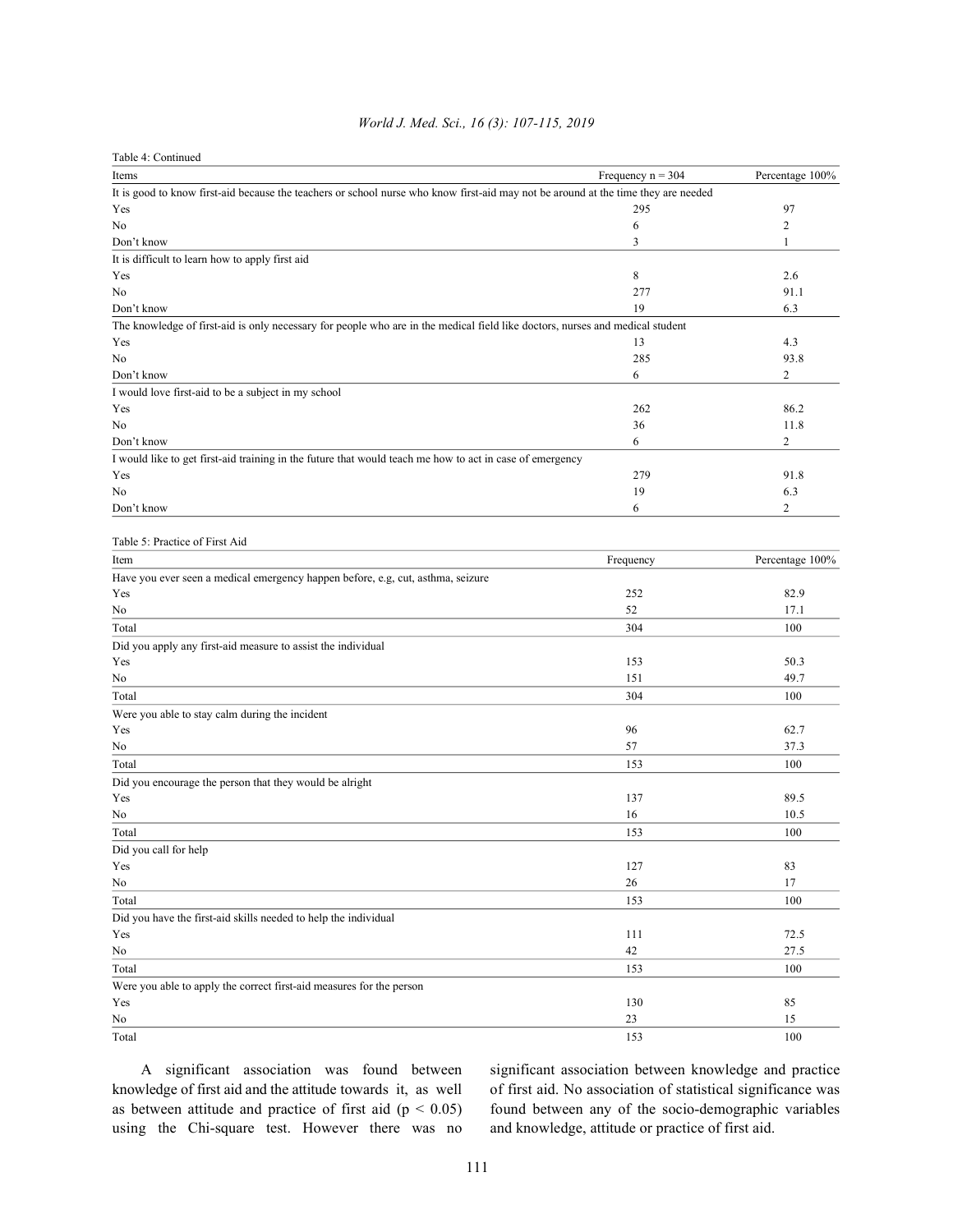Table 4: Continued

| Items | Frequency n = 304 | Percentage 100% |
|---|---|---|
| It is good to know first-aid because the teachers or school nurse who know first-aid may not be around at the time they are needed | | |
| Yes | 295 | 97 |
| No | 6 | 2 |
| Don't know | 3 | 1 |
| It is difficult to learn how to apply first aid | | |
| Yes | 8 | 2.6 |
| No | 277 | 91.1 |
| Don't know | 19 | 6.3 |
| The knowledge of first-aid is only necessary for people who are in the medical field like doctors, nurses and medical student | | |
| Yes | 13 | 4.3 |
| No | 285 | 93.8 |
| Don't know | 6 | 2 |
| I would love first-aid to be a subject in my school | | |
| Yes | 262 | 86.2 |
| No | 36 | 11.8 |
| Don't know | 6 | 2 |
| I would like to get first-aid training in the future that would teach me how to act in case of emergency | | |
| Yes | 279 | 91.8 |
| No | 19 | 6.3 |
| Don't know | 6 | 2 |

Table 5: Practice of First Aid

| Item | Frequency | Percentage 100% |
|---|---|---|
| Have you ever seen a medical emergency happen before, e.g, cut, asthma, seizure | | |
| Yes | 252 | 82.9 |
| No | 52 | 17.1 |
| Total | 304 | 100 |
| Did you apply any first-aid measure to assist the individual | | |
| Yes | 153 | 50.3 |
| No | 151 | 49.7 |
| Total | 304 | 100 |
| Were you able to stay calm during the incident | | |
| Yes | 96 | 62.7 |
| No | 57 | 37.3 |
| Total | 153 | 100 |
| Did you encourage the person that they would be alright | | |
| Yes | 137 | 89.5 |
| No | 16 | 10.5 |
| Total | 153 | 100 |
| Did you call for help | | |
| Yes | 127 | 83 |
| No | 26 | 17 |
| Total | 153 | 100 |
| Did you have the first-aid skills needed to help the individual | | |
| Yes | 111 | 72.5 |
| No | 42 | 27.5 |
| Total | 153 | 100 |
| Were you able to apply the correct first-aid measures for the person | | |
| Yes | 130 | 85 |
| No | 23 | 15 |
| Total | 153 | 100 |

A significant association was found between knowledge of first aid and the attitude towards it, as well as between attitude and practice of first aid ($p < 0.05$) using the Chi-square test. However there was no significant association between knowledge and practice of first aid. No association of statistical significance was found between any of the socio-demographic variables and knowledge, attitude or practice of first aid.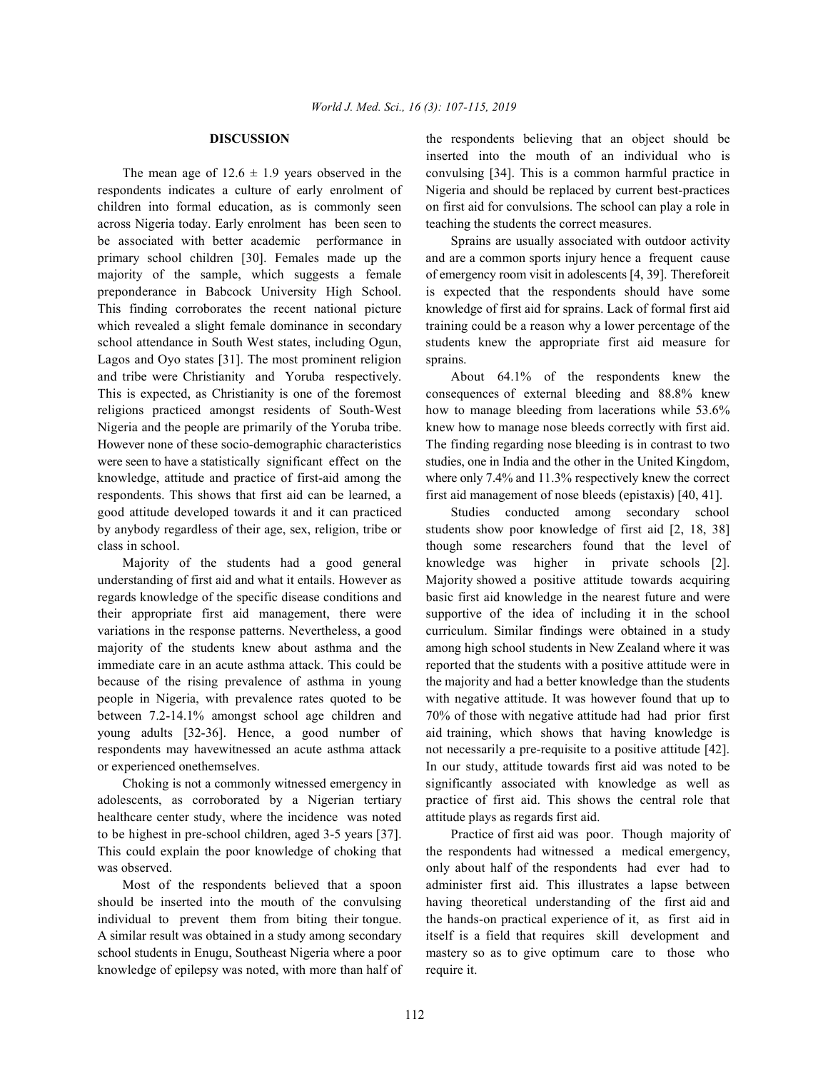## DISCUSSION

The mean age of 12.6 ± 1.9 years observed in the respondents indicates a culture of early enrolment of children into formal education, as is commonly seen across Nigeria today. Early enrolment has been seen to be associated with better academic performance in primary school children [30]. Females made up the majority of the sample, which suggests a female preponderance in Babcock University High School. This finding corroborates the recent national picture which revealed a slight female dominance in secondary school attendance in South West states, including Ogun, Lagos and Oyo states [31]. The most prominent religion and tribe were Christianity and Yoruba respectively. This is expected, as Christianity is one of the foremost religions practiced amongst residents of South-West Nigeria and the people are primarily of the Yoruba tribe. However none of these socio-demographic characteristics were seen to have a statistically significant effect on the knowledge, attitude and practice of first-aid among the respondents. This shows that first aid can be learned, a good attitude developed towards it and it can practiced by anybody regardless of their age, sex, religion, tribe or class in school.

Majority of the students had a good general understanding of first aid and what it entails. However as regards knowledge of the specific disease conditions and their appropriate first aid management, there were variations in the response patterns. Nevertheless, a good majority of the students knew about asthma and the immediate care in an acute asthma attack. This could be because of the rising prevalence of asthma in young people in Nigeria, with prevalence rates quoted to be between 7.2-14.1% amongst school age children and young adults [32-36]. Hence, a good number of respondents may havewitnessed an acute asthma attack or experienced onethemselves.

Choking is not a commonly witnessed emergency in adolescents, as corroborated by a Nigerian tertiary healthcare center study, where the incidence was noted to be highest in pre-school children, aged 3-5 years [37]. This could explain the poor knowledge of choking that was observed.

Most of the respondents believed that a spoon should be inserted into the mouth of the convulsing individual to prevent them from biting their tongue. A similar result was obtained in a study among secondary school students in Enugu, Southeast Nigeria where a poor knowledge of epilepsy was noted, with more than half of the respondents believing that an object should be inserted into the mouth of an individual who is convulsing [34]. This is a common harmful practice in Nigeria and should be replaced by current best-practices on first aid for convulsions. The school can play a role in teaching the students the correct measures.

Sprains are usually associated with outdoor activity and are a common sports injury hence a frequent cause of emergency room visit in adolescents [4, 39]. Thereforeit is expected that the respondents should have some knowledge of first aid for sprains. Lack of formal first aid training could be a reason why a lower percentage of the students knew the appropriate first aid measure for sprains.

About 64.1% of the respondents knew the consequences of external bleeding and 88.8% knew how to manage bleeding from lacerations while 53.6% knew how to manage nose bleeds correctly with first aid. The finding regarding nose bleeding is in contrast to two studies, one in India and the other in the United Kingdom, where only 7.4% and 11.3% respectively knew the correct first aid management of nose bleeds (epistaxis) [40, 41].

Studies conducted among secondary school students show poor knowledge of first aid [2, 18, 38] though some researchers found that the level of knowledge was higher in private schools [2]. Majority showed a positive attitude towards acquiring basic first aid knowledge in the nearest future and were supportive of the idea of including it in the school curriculum. Similar findings were obtained in a study among high school students in New Zealand where it was reported that the students with a positive attitude were in the majority and had a better knowledge than the students with negative attitude. It was however found that up to 70% of those with negative attitude had had prior first aid training, which shows that having knowledge is not necessarily a pre-requisite to a positive attitude [42]. In our study, attitude towards first aid was noted to be significantly associated with knowledge as well as practice of first aid. This shows the central role that attitude plays as regards first aid.

Practice of first aid was poor. Though majority of the respondents had witnessed a medical emergency, only about half of the respondents had ever had to administer first aid. This illustrates a lapse between having theoretical understanding of the first aid and the hands-on practical experience of it, as first aid in itself is a field that requires skill development and mastery so as to give optimum care to those who require it.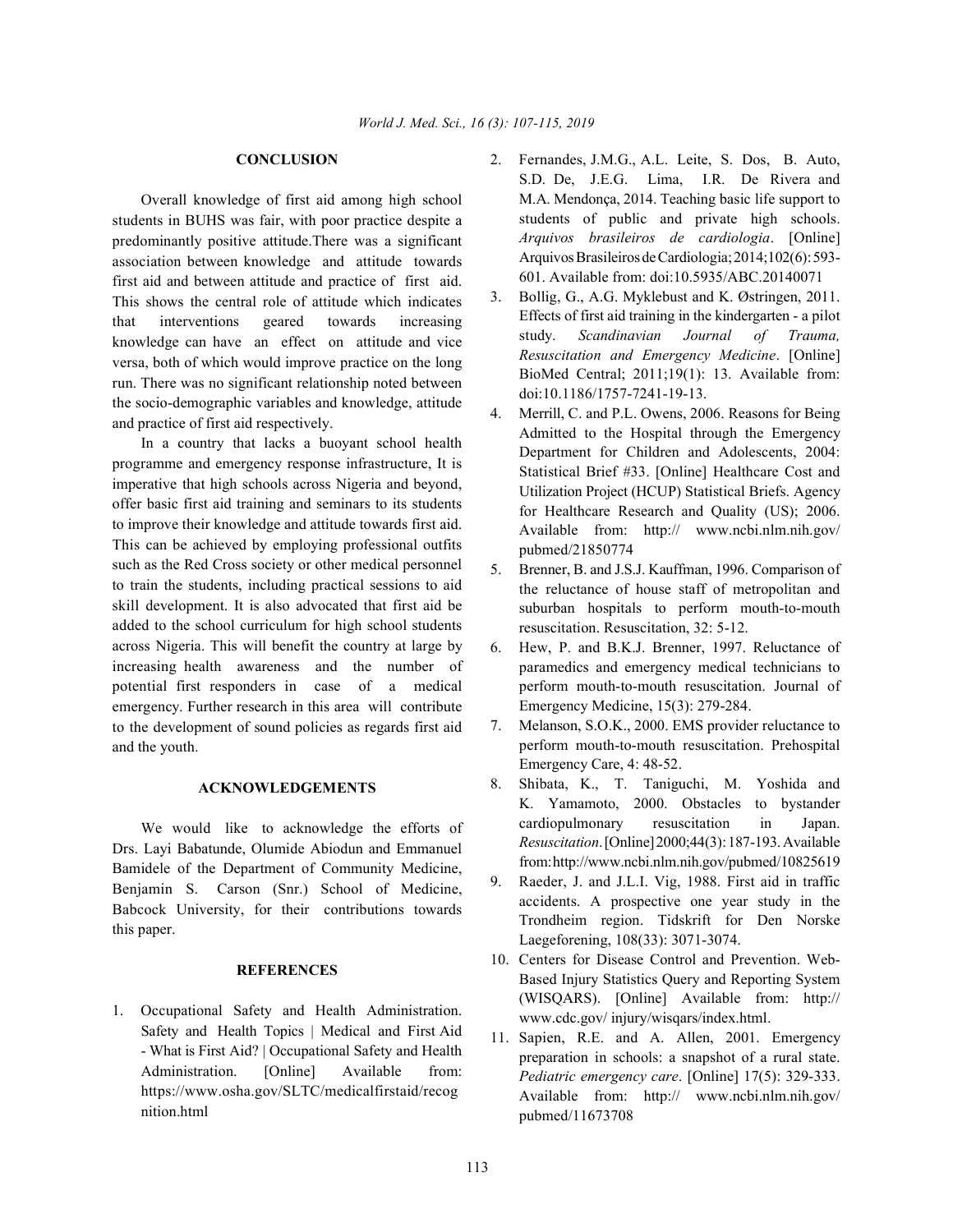## CONCLUSION

Overall knowledge of first aid among high school students in BUHS was fair, with poor practice despite a predominantly positive attitude.There was a significant association between knowledge and attitude towards first aid and between attitude and practice of first aid. This shows the central role of attitude which indicates that interventions geared towards increasing knowledge can have an effect on attitude and vice versa, both of which would improve practice on the long run. There was no significant relationship noted between the socio-demographic variables and knowledge, attitude and practice of first aid respectively.

In a country that lacks a buoyant school health programme and emergency response infrastructure, It is imperative that high schools across Nigeria and beyond, offer basic first aid training and seminars to its students to improve their knowledge and attitude towards first aid. This can be achieved by employing professional outfits such as the Red Cross society or other medical personnel to train the students, including practical sessions to aid skill development. It is also advocated that first aid be added to the school curriculum for high school students across Nigeria. This will benefit the country at large by increasing health awareness and the number of potential first responders in case of a medical emergency. Further research in this area will contribute to the development of sound policies as regards first aid and the youth.

## ACKNOWLEDGEMENTS

We would like to acknowledge the efforts of Drs. Layi Babatunde, Olumide Abiodun and Emmanuel Bamidele of the Department of Community Medicine, Benjamin S. Carson (Snr.) School of Medicine, Babcock University, for their contributions towards this paper.

## REFERENCES

1. Occupational Safety and Health Administration. Safety and Health Topics | Medical and First Aid - What is First Aid? | Occupational Safety and Health Administration. [Online] Available from: https://www.osha.gov/SLTC/medicalfirstaid/recognition.html
2. Fernandes, J.M.G., A.L. Leite, S. Dos, B. Auto, S.D. De, J.E.G. Lima, I.R. De Rivera and M.A. Mendonça, 2014. Teaching basic life support to students of public and private high schools. *Arquivos brasileiros de cardiologia*. [Online] Arquivos Brasileiros de Cardiologia; 2014;102(6): 593-601. Available from: doi:10.5935/ABC.20140071
3. Bollig, G., A.G. Myklebust and K. Østringen, 2011. Effects of first aid training in the kindergarten - a pilot study. *Scandinavian Journal of Trauma, Resuscitation and Emergency Medicine*. [Online] BioMed Central; 2011;19(1): 13. Available from: doi:10.1186/1757-7241-19-13.
4. Merrill, C. and P.L. Owens, 2006. Reasons for Being Admitted to the Hospital through the Emergency Department for Children and Adolescents, 2004: Statistical Brief #33. [Online] Healthcare Cost and Utilization Project (HCUP) Statistical Briefs. Agency for Healthcare Research and Quality (US); 2006. Available from: http:// www.ncbi.nlm.nih.gov/ pubmed/21850774
5. Brenner, B. and J.S.J. Kauffman, 1996. Comparison of the reluctance of house staff of metropolitan and suburban hospitals to perform mouth-to-mouth resuscitation. Resuscitation, 32: 5-12.
6. Hew, P. and B.K.J. Brenner, 1997. Reluctance of paramedics and emergency medical technicians to perform mouth-to-mouth resuscitation. Journal of Emergency Medicine, 15(3): 279-284.
7. Melanson, S.O.K., 2000. EMS provider reluctance to perform mouth-to-mouth resuscitation. Prehospital Emergency Care, 4: 48-52.
8. Shibata, K., T. Taniguchi, M. Yoshida and K. Yamamoto, 2000. Obstacles to bystander cardiopulmonary resuscitation in Japan. *Resuscitation*. [Online] 2000;44(3): 187-193. Available from: http://www.ncbi.nlm.nih.gov/pubmed/10825619
9. Raeder, J. and J.L.I. Vig, 1988. First aid in traffic accidents. A prospective one year study in the Trondheim region. Tidskrift for Den Norske Laegeforening, 108(33): 3071-3074.
10. Centers for Disease Control and Prevention. Web-Based Injury Statistics Query and Reporting System (WISQARS). [Online] Available from: http:// www.cdc.gov/ injury/wisqars/index.html.
11. Sapien, R.E. and A. Allen, 2001. Emergency preparation in schools: a snapshot of a rural state. *Pediatric emergency care*. [Online] 17(5): 329-333. Available from: http:// www.ncbi.nlm.nih.gov/ pubmed/11673708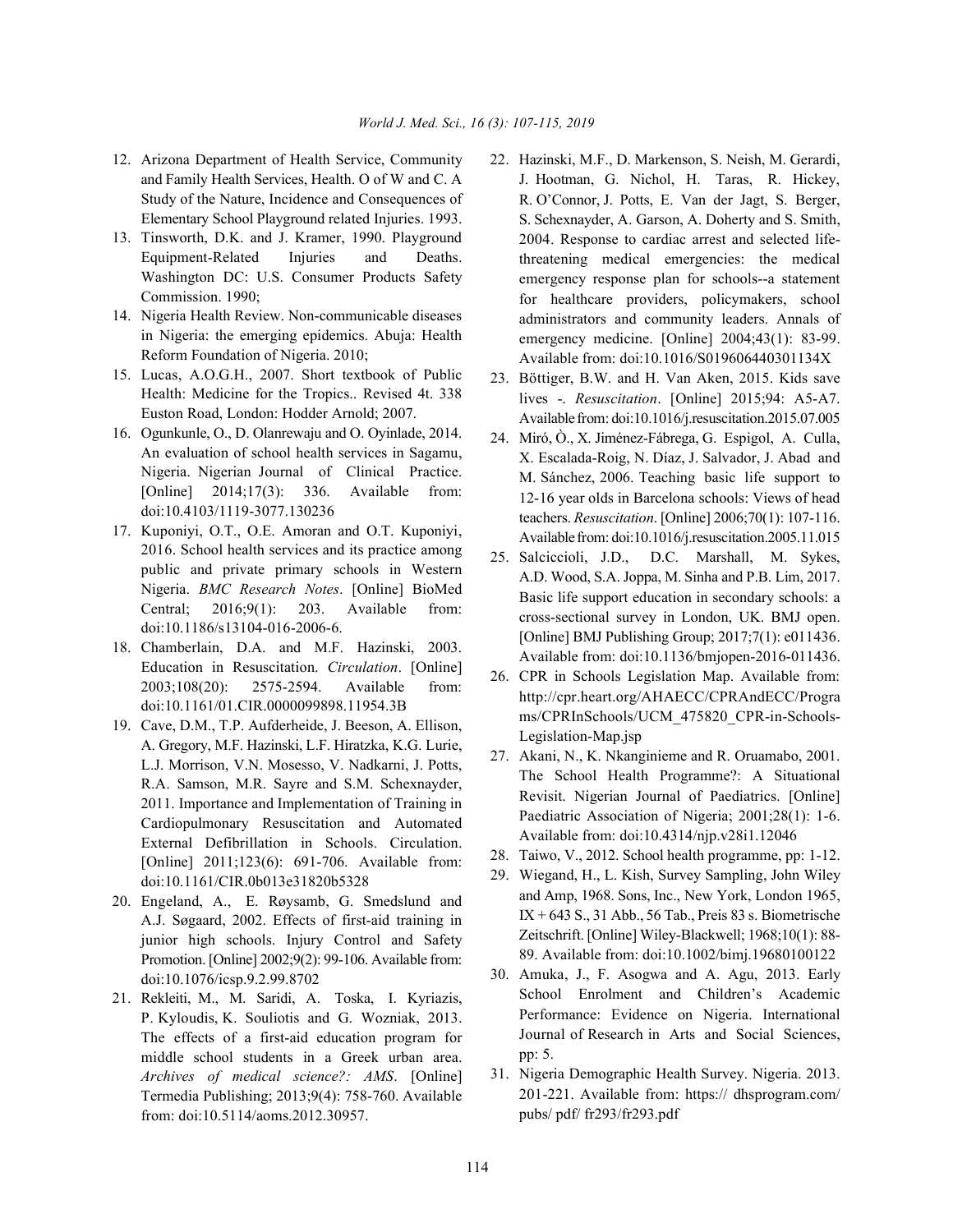12. Arizona Department of Health Service, Community and Family Health Services, Health. O of W and C. A Study of the Nature, Incidence and Consequences of Elementary School Playground related Injuries. 1993.
13. Tinsworth, D.K. and J. Kramer, 1990. Playground Equipment-Related Injuries and Deaths. Washington DC: U.S. Consumer Products Safety Commission. 1990;
14. Nigeria Health Review. Non-communicable diseases in Nigeria: the emerging epidemics. Abuja: Health Reform Foundation of Nigeria. 2010;
15. Lucas, A.O.G.H., 2007. Short textbook of Public Health: Medicine for the Tropics.. Revised 4t. 338 Euston Road, London: Hodder Arnold; 2007.
16. Ogunkunle, O., D. Olanrewaju and O. Oyinlade, 2014. An evaluation of school health services in Sagamu, Nigeria. Nigerian Journal of Clinical Practice. [Online] 2014;17(3): 336. Available from: doi:10.4103/1119-3077.130236
17. Kuponiyi, O.T., O.E. Amoran and O.T. Kuponiyi, 2016. School health services and its practice among public and private primary schools in Western Nigeria. *BMC Research Notes*. [Online] BioMed Central; 2016;9(1): 203. Available from: doi:10.1186/s13104-016-2006-6.
18. Chamberlain, D.A. and M.F. Hazinski, 2003. Education in Resuscitation. *Circulation*. [Online] 2003;108(20): 2575-2594. Available from: doi:10.1161/01.CIR.0000099898.11954.3B
19. Cave, D.M., T.P. Aufderheide, J. Beeson, A. Ellison, A. Gregory, M.F. Hazinski, L.F. Hiratzka, K.G. Lurie, L.J. Morrison, V.N. Mosesso, V. Nadkarni, J. Potts, R.A. Samson, M.R. Sayre and S.M. Schexnayder, 2011. Importance and Implementation of Training in Cardiopulmonary Resuscitation and Automated External Defibrillation in Schools. Circulation. [Online] 2011;123(6): 691-706. Available from: doi:10.1161/CIR.0b013e31820b5328
20. Engeland, A., E. Røysamb, G. Smedslund and A.J. Søgaard, 2002. Effects of first-aid training in junior high schools. Injury Control and Safety Promotion. [Online] 2002;9(2): 99-106. Available from: doi:10.1076/icsp.9.2.99.8702
21. Rekleiti, M., M. Saridi, A. Toska, I. Kyriazis, P. Kyloudis, K. Souliotis and G. Wozniak, 2013. The effects of a first-aid education program for middle school students in a Greek urban area. *Archives of medical science?: AMS*. [Online] Termedia Publishing; 2013;9(4): 758-760. Available from: doi:10.5114/aoms.2012.30957.
22. Hazinski, M.F., D. Markenson, S. Neish, M. Gerardi, J. Hootman, G. Nichol, H. Taras, R. Hickey, R. O'Connor, J. Potts, E. Van der Jagt, S. Berger, S. Schexnayder, A. Garson, A. Doherty and S. Smith, 2004. Response to cardiac arrest and selected life-threatening medical emergencies: the medical emergency response plan for schools--a statement for healthcare providers, policymakers, school administrators and community leaders. Annals of emergency medicine. [Online] 2004;43(1): 83-99. Available from: doi:10.1016/S019606440301134X
23. Böttiger, B.W. and H. Van Aken, 2015. Kids save lives -. *Resuscitation*. [Online] 2015;94: A5-A7. Available from: doi:10.1016/j.resuscitation.2015.07.005
24. Miró, Ò., X. Jiménez-Fábrega, G. Espigol, A. Culla, X. Escalada-Roig, N. Díaz, J. Salvador, J. Abad and M. Sánchez, 2006. Teaching basic life support to 12-16 year olds in Barcelona schools: Views of head teachers. *Resuscitation*. [Online] 2006;70(1): 107-116. Available from: doi:10.1016/j.resuscitation.2005.11.015
25. Salciccioli, J.D., D.C. Marshall, M. Sykes, A.D. Wood, S.A. Joppa, M. Sinha and P.B. Lim, 2017. Basic life support education in secondary schools: a cross-sectional survey in London, UK. BMJ open. [Online] BMJ Publishing Group; 2017;7(1): e011436. Available from: doi:10.1136/bmjopen-2016-011436.
26. CPR in Schools Legislation Map. Available from: http://cpr.heart.org/AHAECC/CPRAndECC/Programs/CPRInSchools/UCM_475820_CPR-in-Schools-Legislation-Map.jsp
27. Akani, N., K. Nkanginieme and R. Oruamabo, 2001. The School Health Programme?: A Situational Revisit. Nigerian Journal of Paediatrics. [Online] Paediatric Association of Nigeria; 2001;28(1): 1-6. Available from: doi:10.4314/njp.v28i1.12046
28. Taiwo, V., 2012. School health programme, pp: 1-12.
29. Wiegand, H., L. Kish, Survey Sampling, John Wiley and Amp, 1968. Sons, Inc., New York, London 1965, IX + 643 S., 31 Abb., 56 Tab., Preis 83 s. Biometrische Zeitschrift. [Online] Wiley-Blackwell; 1968;10(1): 88-89. Available from: doi:10.1002/bimj.19680100122
30. Amuka, J., F. Asogwa and A. Agu, 2013. Early School Enrolment and Children's Academic Performance: Evidence on Nigeria. International Journal of Research in Arts and Social Sciences, pp: 5.
31. Nigeria Demographic Health Survey. Nigeria. 2013. 201-221. Available from: https:// dhsprogram.com/ pubs/ pdf/ fr293/fr293.pdf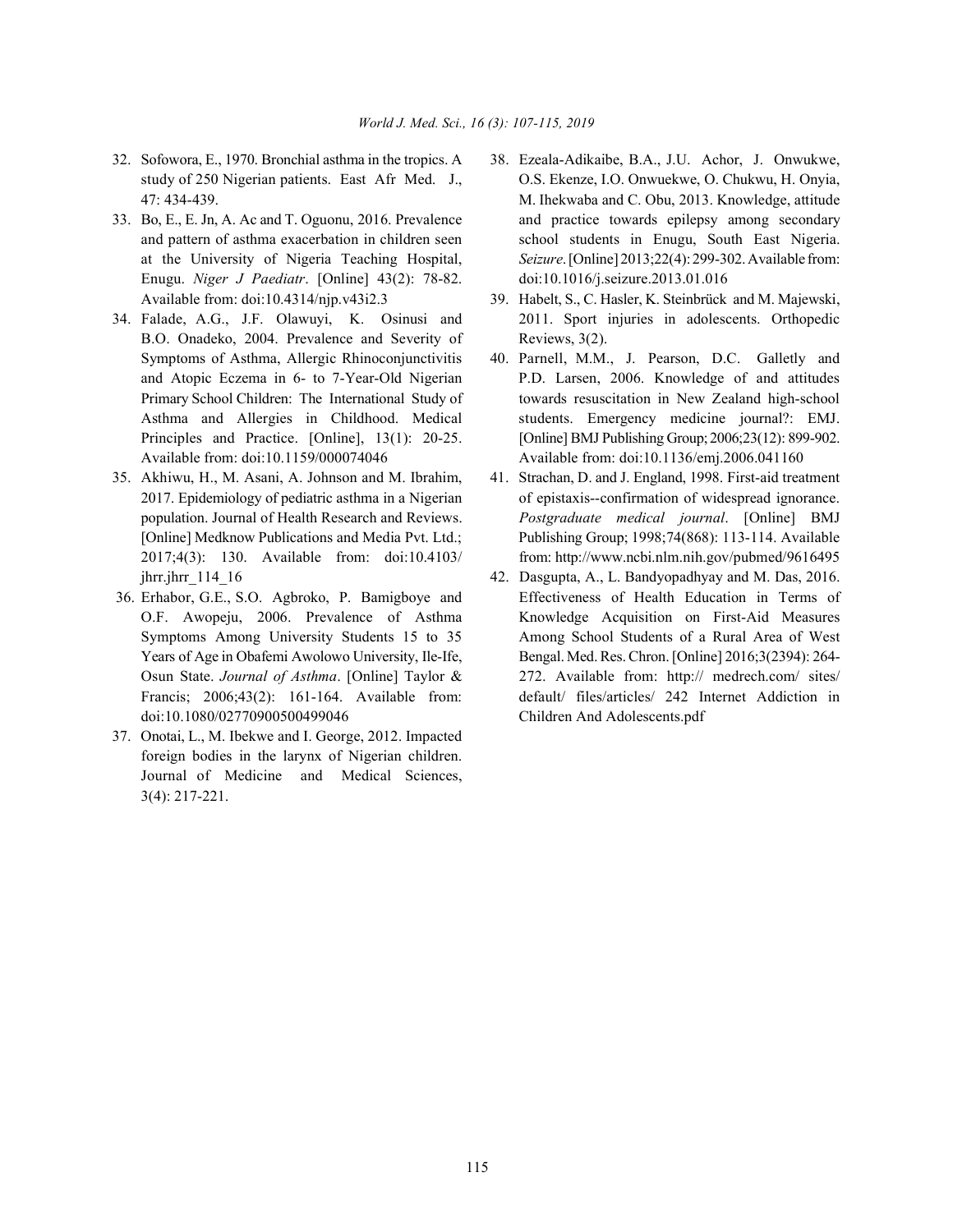32. Sofowora, E., 1970. Bronchial asthma in the tropics. A study of 250 Nigerian patients. East Afr Med. J., 47: 434-439.
33. Bo, E., E. Jn, A. Ac and T. Oguonu, 2016. Prevalence and pattern of asthma exacerbation in children seen at the University of Nigeria Teaching Hospital, Enugu. *Niger J Paediatr*. [Online] 43(2): 78-82. Available from: doi:10.4314/njp.v43i2.3
34. Falade, A.G., J.F. Olawuyi, K. Osinusi and B.O. Onadeko, 2004. Prevalence and Severity of Symptoms of Asthma, Allergic Rhinoconjunctivitis and Atopic Eczema in 6- to 7-Year-Old Nigerian Primary School Children: The International Study of Asthma and Allergies in Childhood. Medical Principles and Practice. [Online], 13(1): 20-25. Available from: doi:10.1159/000074046
35. Akhiwu, H., M. Asani, A. Johnson and M. Ibrahim, 2017. Epidemiology of pediatric asthma in a Nigerian population. Journal of Health Research and Reviews. [Online] Medknow Publications and Media Pvt. Ltd.; 2017;4(3): 130. Available from: doi:10.4103/jhrr.jhrr_114_16
36. Erhabor, G.E., S.O. Agbroko, P. Bamigboye and O.F. Awopeju, 2006. Prevalence of Asthma Symptoms Among University Students 15 to 35 Years of Age in Obafemi Awolowo University, Ile-Ife, Osun State. *Journal of Asthma*. [Online] Taylor & Francis; 2006;43(2): 161-164. Available from: doi:10.1080/02770900500499046
37. Onotai, L., M. Ibekwe and I. George, 2012. Impacted foreign bodies in the larynx of Nigerian children. Journal of Medicine and Medical Sciences, 3(4): 217-221.
38. Ezeala-Adikaibe, B.A., J.U. Achor, J. Onwukwe, O.S. Ekenze, I.O. Onwuekwe, O. Chukwu, H. Onyia, M. Ihekwaba and C. Obu, 2013. Knowledge, attitude and practice towards epilepsy among secondary school students in Enugu, South East Nigeria. *Seizure*. [Online] 2013;22(4): 299-302. Available from: doi:10.1016/j.seizure.2013.01.016
39. Habelt, S., C. Hasler, K. Steinbrück and M. Majewski, 2011. Sport injuries in adolescents. Orthopedic Reviews, 3(2).
40. Parnell, M.M., J. Pearson, D.C. Galletly and P.D. Larsen, 2006. Knowledge of and attitudes towards resuscitation in New Zealand high-school students. Emergency medicine journal?: EMJ. [Online] BMJ Publishing Group; 2006;23(12): 899-902. Available from: doi:10.1136/emj.2006.041160
41. Strachan, D. and J. England, 1998. First-aid treatment of epistaxis--confirmation of widespread ignorance. *Postgraduate medical journal*. [Online] BMJ Publishing Group; 1998;74(868): 113-114. Available from: http://www.ncbi.nlm.nih.gov/pubmed/9616495
42. Dasgupta, A., L. Bandyopadhyay and M. Das, 2016. Effectiveness of Health Education in Terms of Knowledge Acquisition on First-Aid Measures Among School Students of a Rural Area of West Bengal. Med. Res. Chron. [Online] 2016;3(2394): 264-272. Available from: http:// medrech.com/ sites/ default/ files/articles/ 242 Internet Addiction in Children And Adolescents.pdf